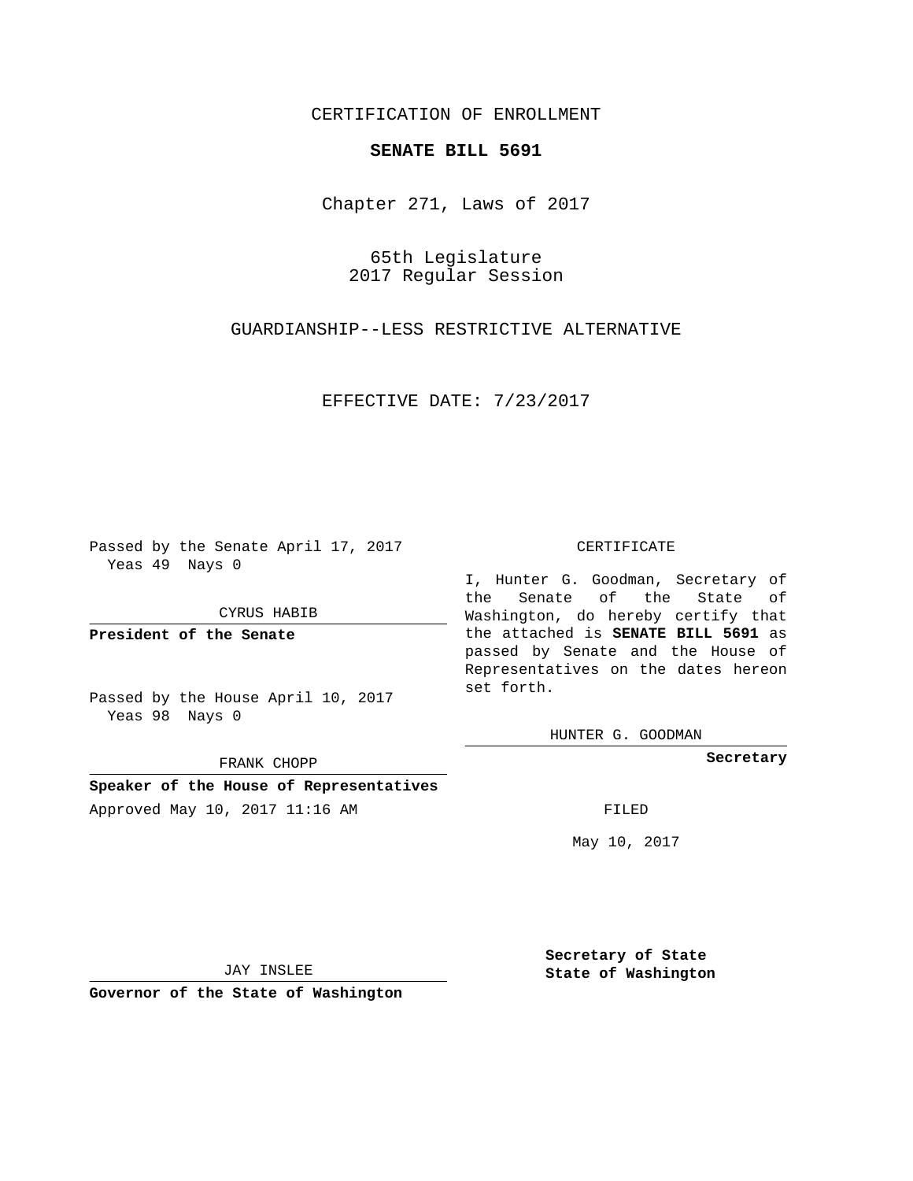CERTIFICATION OF ENROLLMENT

# SENATE BILL 5691

Chapter 271, Laws of 2017

65th Legislature
2017 Regular Session

GUARDIANSHIP--LESS RESTRICTIVE ALTERNATIVE

EFFECTIVE DATE: 7/23/2017

Passed by the Senate April 17, 2017
Yeas 49 Nays 0

CYRUS HABIB

**President of the Senate**

Passed by the House April 10, 2017
Yeas 98 Nays 0

FRANK CHOPP

**Speaker of the House of Representatives**

Approved May 10, 2017 11:16 AM

JAY INSLEE

**Governor of the State of Washington**

CERTIFICATE

I, Hunter G. Goodman, Secretary of the Senate of the State of Washington, do hereby certify that the attached is **SENATE BILL 5691** as passed by Senate and the House of Representatives on the dates hereon set forth.

HUNTER G. GOODMAN

**Secretary**

FILED

May 10, 2017

**Secretary of State**
**State of Washington**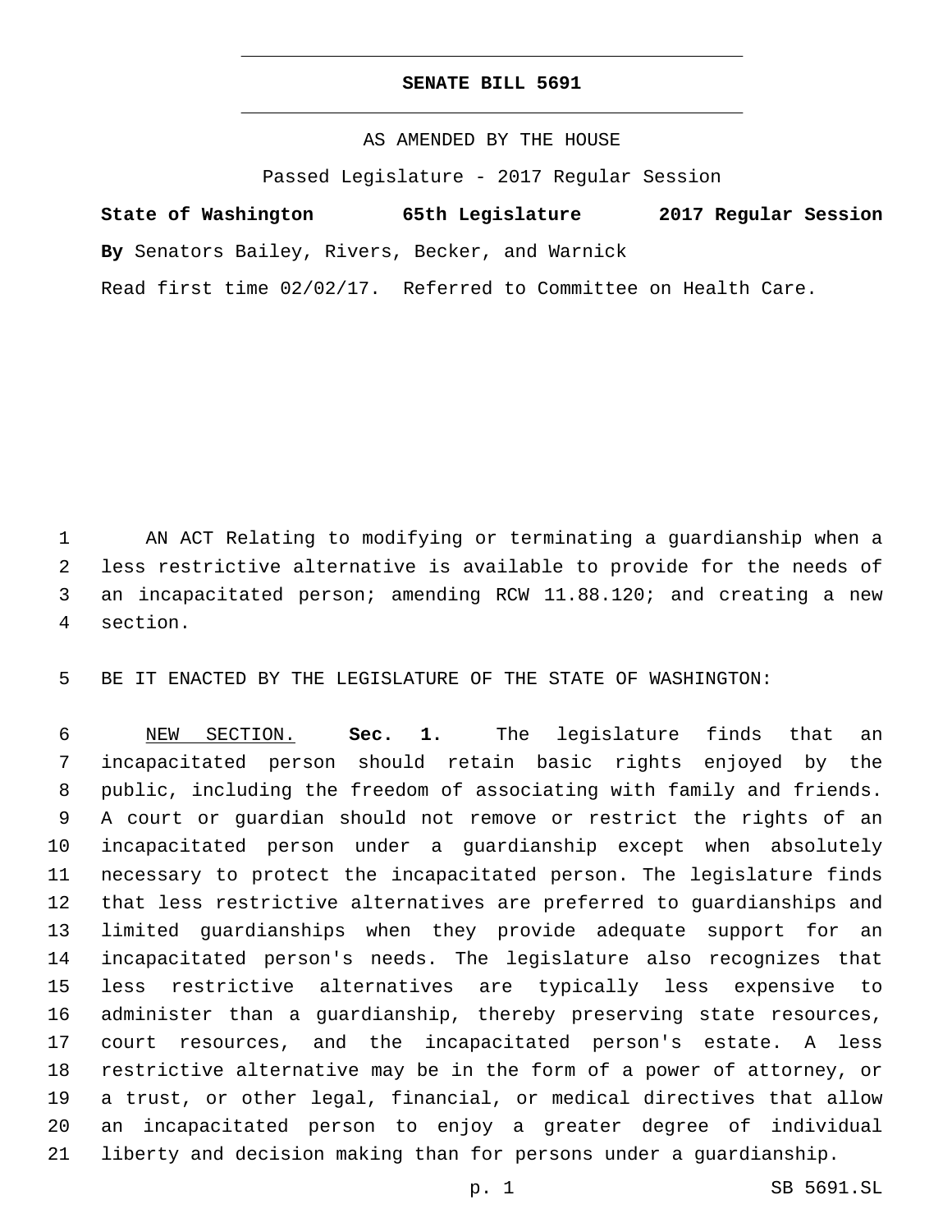# SENATE BILL 5691

AS AMENDED BY THE HOUSE

Passed Legislature - 2017 Regular Session

**State of Washington 65th Legislature 2017 Regular Session**

**By** Senators Bailey, Rivers, Becker, and Warnick

Read first time 02/02/17. Referred to Committee on Health Care.

AN ACT Relating to modifying or terminating a guardianship when a less restrictive alternative is available to provide for the needs of an incapacitated person; amending RCW 11.88.120; and creating a new section.

BE IT ENACTED BY THE LEGISLATURE OF THE STATE OF WASHINGTON:

NEW SECTION. **Sec. 1.** The legislature finds that an incapacitated person should retain basic rights enjoyed by the public, including the freedom of associating with family and friends. A court or guardian should not remove or restrict the rights of an incapacitated person under a guardianship except when absolutely necessary to protect the incapacitated person. The legislature finds that less restrictive alternatives are preferred to guardianships and limited guardianships when they provide adequate support for an incapacitated person's needs. The legislature also recognizes that less restrictive alternatives are typically less expensive to administer than a guardianship, thereby preserving state resources, court resources, and the incapacitated person's estate. A less restrictive alternative may be in the form of a power of attorney, or a trust, or other legal, financial, or medical directives that allow an incapacitated person to enjoy a greater degree of individual liberty and decision making than for persons under a guardianship.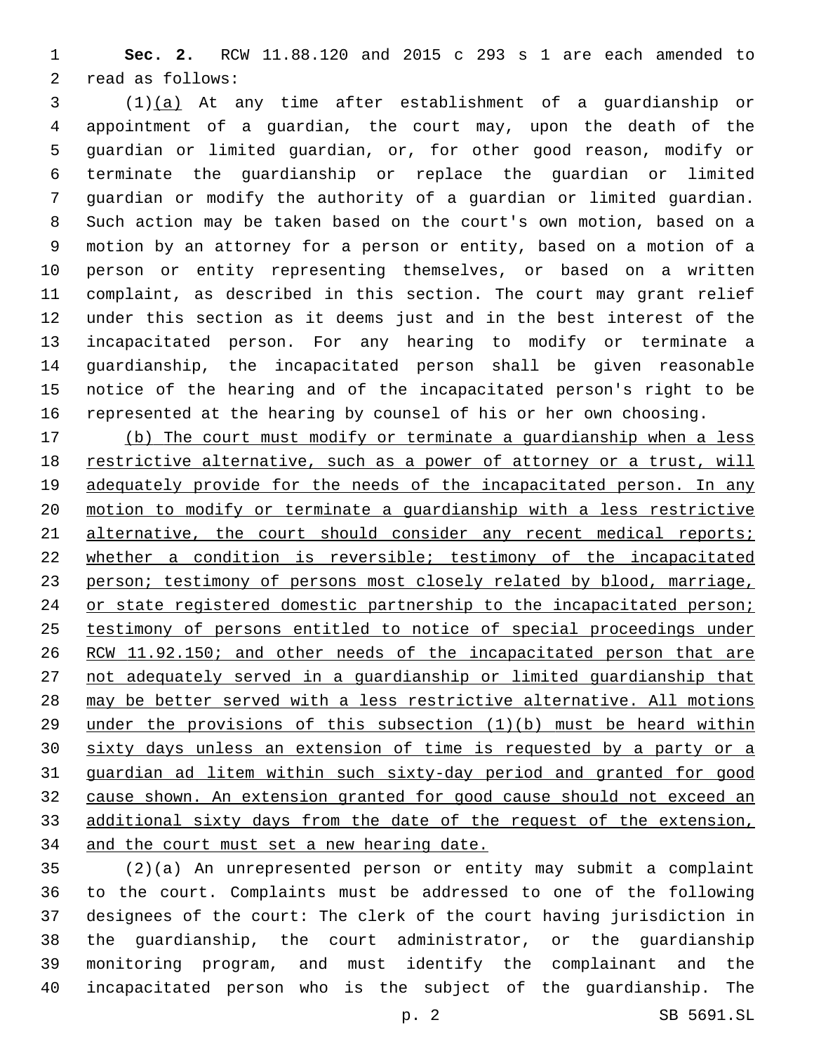**Sec. 2.** RCW 11.88.120 and 2015 c 293 s 1 are each amended to read as follows:

(1)<u>(a)</u> At any time after establishment of a guardianship or appointment of a guardian, the court may, upon the death of the guardian or limited guardian, or, for other good reason, modify or terminate the guardianship or replace the guardian or limited guardian or modify the authority of a guardian or limited guardian. Such action may be taken based on the court's own motion, based on a motion by an attorney for a person or entity, based on a motion of a person or entity representing themselves, or based on a written complaint, as described in this section. The court may grant relief under this section as it deems just and in the best interest of the incapacitated person. For any hearing to modify or terminate a guardianship, the incapacitated person shall be given reasonable notice of the hearing and of the incapacitated person's right to be represented at the hearing by counsel of his or her own choosing.

<u>(b) The court must modify or terminate a guardianship when a less restrictive alternative, such as a power of attorney or a trust, will adequately provide for the needs of the incapacitated person. In any motion to modify or terminate a guardianship with a less restrictive alternative, the court should consider any recent medical reports; whether a condition is reversible; testimony of the incapacitated person; testimony of persons most closely related by blood, marriage, or state registered domestic partnership to the incapacitated person; testimony of persons entitled to notice of special proceedings under RCW 11.92.150; and other needs of the incapacitated person that are not adequately served in a guardianship or limited guardianship that may be better served with a less restrictive alternative. All motions under the provisions of this subsection (1)(b) must be heard within sixty days unless an extension of time is requested by a party or a guardian ad litem within such sixty-day period and granted for good cause shown. An extension granted for good cause should not exceed an additional sixty days from the date of the request of the extension, and the court must set a new hearing date.</u>

(2)(a) An unrepresented person or entity may submit a complaint to the court. Complaints must be addressed to one of the following designees of the court: The clerk of the court having jurisdiction in the guardianship, the court administrator, or the guardianship monitoring program, and must identify the complainant and the incapacitated person who is the subject of the guardianship. The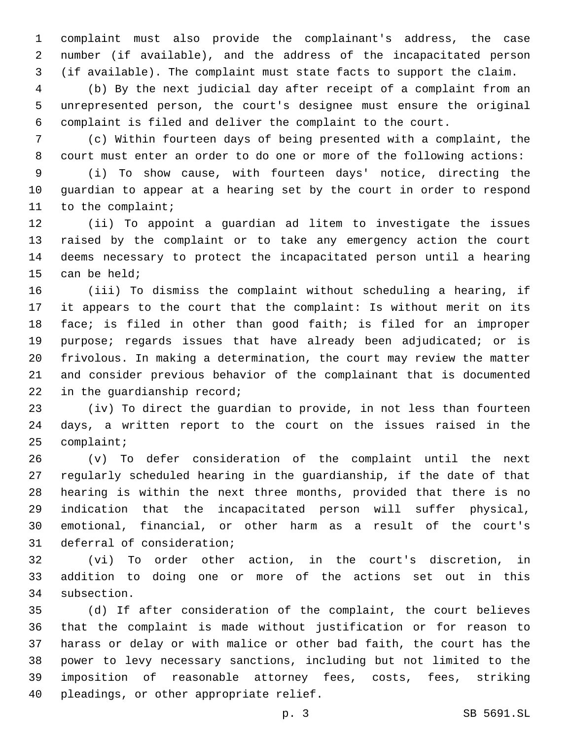complaint must also provide the complainant's address, the case number (if available), and the address of the incapacitated person (if available). The complaint must state facts to support the claim.

(b) By the next judicial day after receipt of a complaint from an unrepresented person, the court's designee must ensure the original complaint is filed and deliver the complaint to the court.

(c) Within fourteen days of being presented with a complaint, the court must enter an order to do one or more of the following actions:

(i) To show cause, with fourteen days' notice, directing the guardian to appear at a hearing set by the court in order to respond to the complaint;

(ii) To appoint a guardian ad litem to investigate the issues raised by the complaint or to take any emergency action the court deems necessary to protect the incapacitated person until a hearing can be held;

(iii) To dismiss the complaint without scheduling a hearing, if it appears to the court that the complaint: Is without merit on its face; is filed in other than good faith; is filed for an improper purpose; regards issues that have already been adjudicated; or is frivolous. In making a determination, the court may review the matter and consider previous behavior of the complainant that is documented in the guardianship record;

(iv) To direct the guardian to provide, in not less than fourteen days, a written report to the court on the issues raised in the complaint;

(v) To defer consideration of the complaint until the next regularly scheduled hearing in the guardianship, if the date of that hearing is within the next three months, provided that there is no indication that the incapacitated person will suffer physical, emotional, financial, or other harm as a result of the court's deferral of consideration;

(vi) To order other action, in the court's discretion, in addition to doing one or more of the actions set out in this subsection.

(d) If after consideration of the complaint, the court believes that the complaint is made without justification or for reason to harass or delay or with malice or other bad faith, the court has the power to levy necessary sanctions, including but not limited to the imposition of reasonable attorney fees, costs, fees, striking pleadings, or other appropriate relief.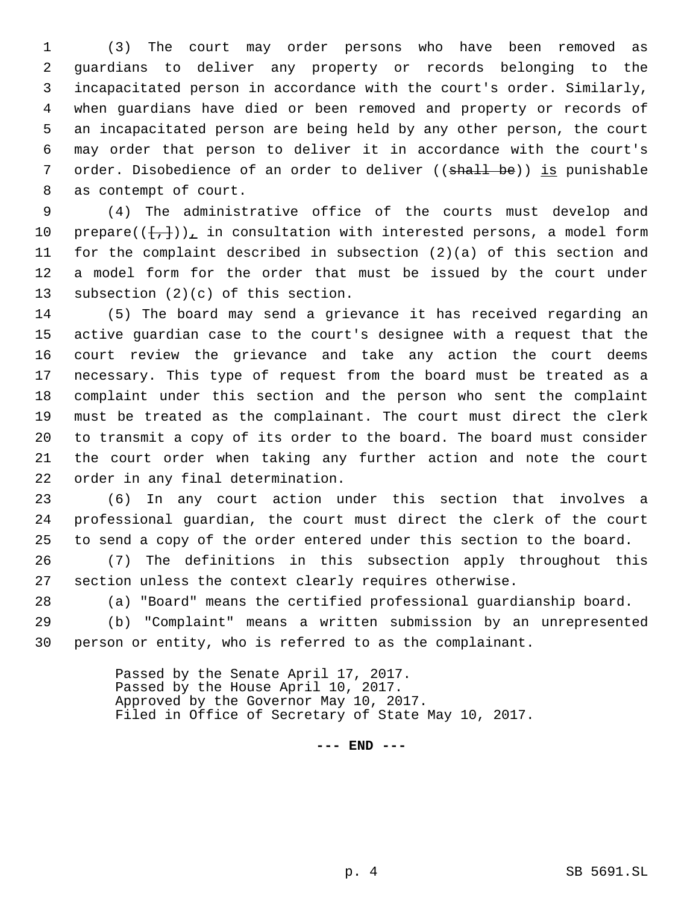(3) The court may order persons who have been removed as guardians to deliver any property or records belonging to the incapacitated person in accordance with the court's order. Similarly, when guardians have died or been removed and property or records of an incapacitated person are being held by any other person, the court may order that person to deliver it in accordance with the court's order. Disobedience of an order to deliver ((~~shall be~~)) is punishable as contempt of court.

(4) The administrative office of the courts must develop and prepare((~~[,]~~)), in consultation with interested persons, a model form for the complaint described in subsection (2)(a) of this section and a model form for the order that must be issued by the court under subsection (2)(c) of this section.

(5) The board may send a grievance it has received regarding an active guardian case to the court's designee with a request that the court review the grievance and take any action the court deems necessary. This type of request from the board must be treated as a complaint under this section and the person who sent the complaint must be treated as the complainant. The court must direct the clerk to transmit a copy of its order to the board. The board must consider the court order when taking any further action and note the court order in any final determination.

(6) In any court action under this section that involves a professional guardian, the court must direct the clerk of the court to send a copy of the order entered under this section to the board.

(7) The definitions in this subsection apply throughout this section unless the context clearly requires otherwise.

(a) "Board" means the certified professional guardianship board.

(b) "Complaint" means a written submission by an unrepresented person or entity, who is referred to as the complainant.

Passed by the Senate April 17, 2017.
Passed by the House April 10, 2017.
Approved by the Governor May 10, 2017.
Filed in Office of Secretary of State May 10, 2017.

**--- END ---**